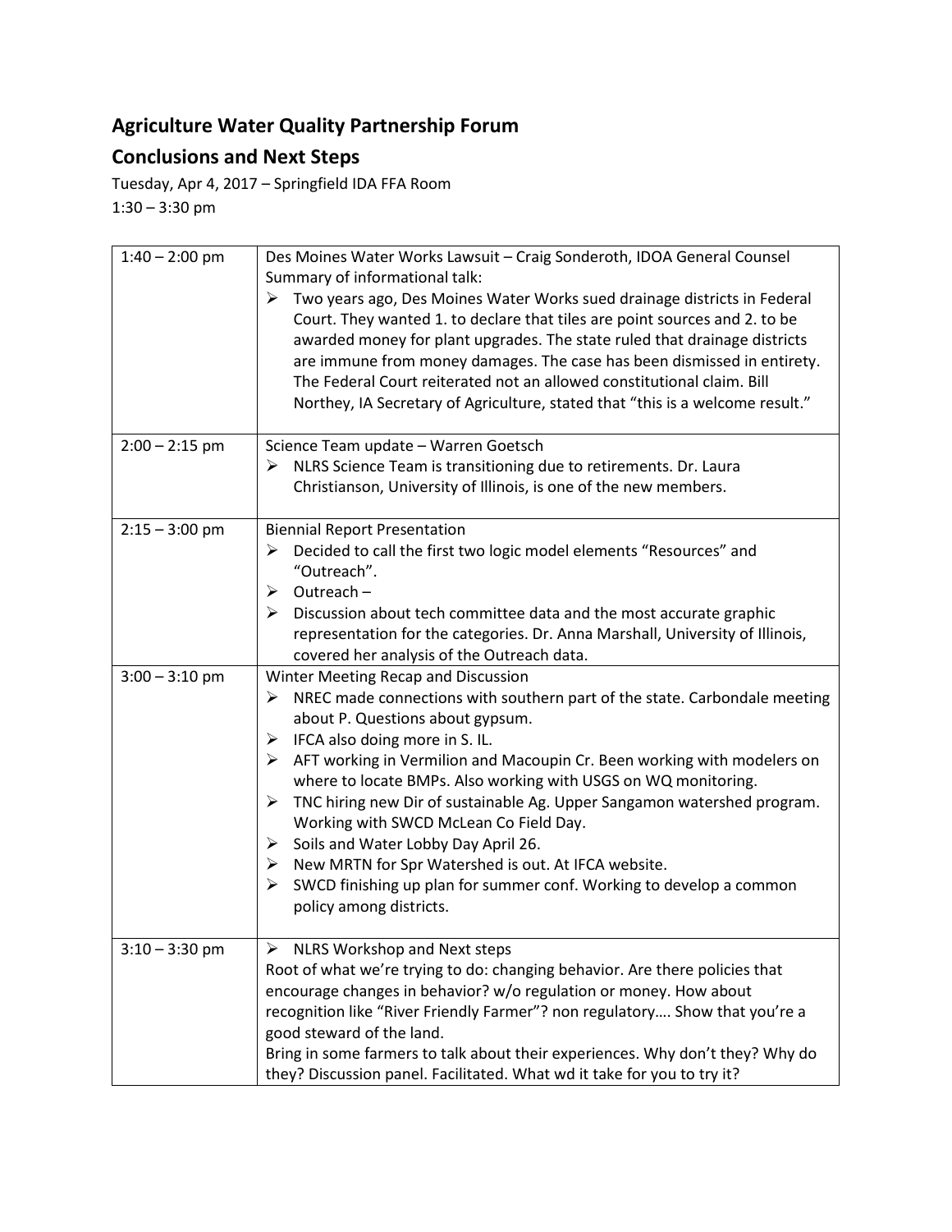## Agriculture Water Quality Partnership Forum

## Conclusions and Next Steps

Tuesday, Apr 4, 2017 – Springfield IDA FFA Room
1:30 – 3:30 pm

| Time | Agenda Item |
|---|---|
| 1:40 – 2:00 pm | Des Moines Water Works Lawsuit – Craig Sonderoth, IDOA General Counsel<br>Summary of informational talk:<br>➢ Two years ago, Des Moines Water Works sued drainage districts in Federal Court. They wanted 1. to declare that tiles are point sources and 2. to be awarded money for plant upgrades. The state ruled that drainage districts are immune from money damages. The case has been dismissed in entirety. The Federal Court reiterated not an allowed constitutional claim. Bill Northey, IA Secretary of Agriculture, stated that "this is a welcome result." |
| 2:00 – 2:15 pm | Science Team update – Warren Goetsch<br>➢ NLRS Science Team is transitioning due to retirements. Dr. Laura Christianson, University of Illinois, is one of the new members. |
| 2:15 – 3:00 pm | Biennial Report Presentation<br>➢ Decided to call the first two logic model elements "Resources" and "Outreach".<br>➢ Outreach –<br>➢ Discussion about tech committee data and the most accurate graphic representation for the categories. Dr. Anna Marshall, University of Illinois, covered her analysis of the Outreach data. |
| 3:00 – 3:10 pm | Winter Meeting Recap and Discussion<br>➢ NREC made connections with southern part of the state. Carbondale meeting about P. Questions about gypsum.<br>➢ IFCA also doing more in S. IL.<br>➢ AFT working in Vermilion and Macoupin Cr. Been working with modelers on where to locate BMPs. Also working with USGS on WQ monitoring.<br>➢ TNC hiring new Dir of sustainable Ag. Upper Sangamon watershed program. Working with SWCD McLean Co Field Day.<br>➢ Soils and Water Lobby Day April 26.<br>➢ New MRTN for Spr Watershed is out. At IFCA website.<br>➢ SWCD finishing up plan for summer conf. Working to develop a common policy among districts. |
| 3:10 – 3:30 pm | ➢ NLRS Workshop and Next steps<br>Root of what we're trying to do: changing behavior. Are there policies that encourage changes in behavior? w/o regulation or money. How about recognition like "River Friendly Farmer"? non regulatory…. Show that you're a good steward of the land.<br>Bring in some farmers to talk about their experiences. Why don't they? Why do they? Discussion panel. Facilitated. What wd it take for you to try it? |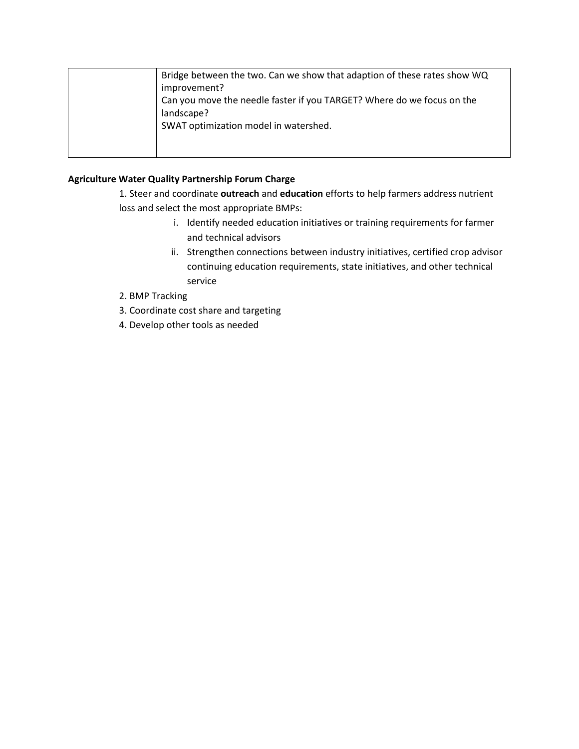| | |
|---|---|
| | Bridge between the two. Can we show that adaption of these rates show WQ improvement?<br>Can you move the needle faster if you TARGET? Where do we focus on the landscape?<br>SWAT optimization model in watershed. |

**Agriculture Water Quality Partnership Forum Charge**

1. Steer and coordinate **outreach** and **education** efforts to help farmers address nutrient loss and select the most appropriate BMPs:
   i. Identify needed education initiatives or training requirements for farmer and technical advisors
   ii. Strengthen connections between industry initiatives, certified crop advisor continuing education requirements, state initiatives, and other technical service
2. BMP Tracking
3. Coordinate cost share and targeting
4. Develop other tools as needed